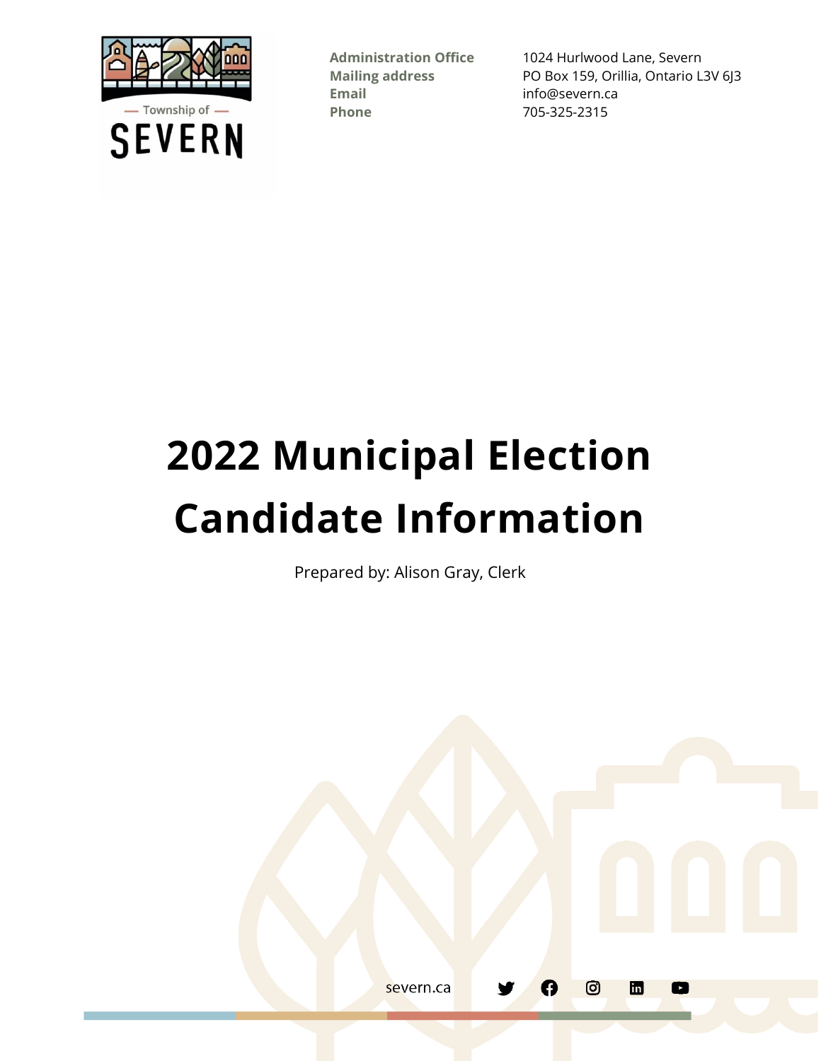Township of SEVERN

| | |
|---|---|
| **Administration Office** | 1024 Hurlwood Lane, Severn |
| **Mailing address** | PO Box 159, Orillia, Ontario L3V 6J3 |
| **Email** | info@severn.ca |
| **Phone** | 705-325-2315 |

# 2022 Municipal Election Candidate Information

Prepared by: Alison Gray, Clerk

severn.ca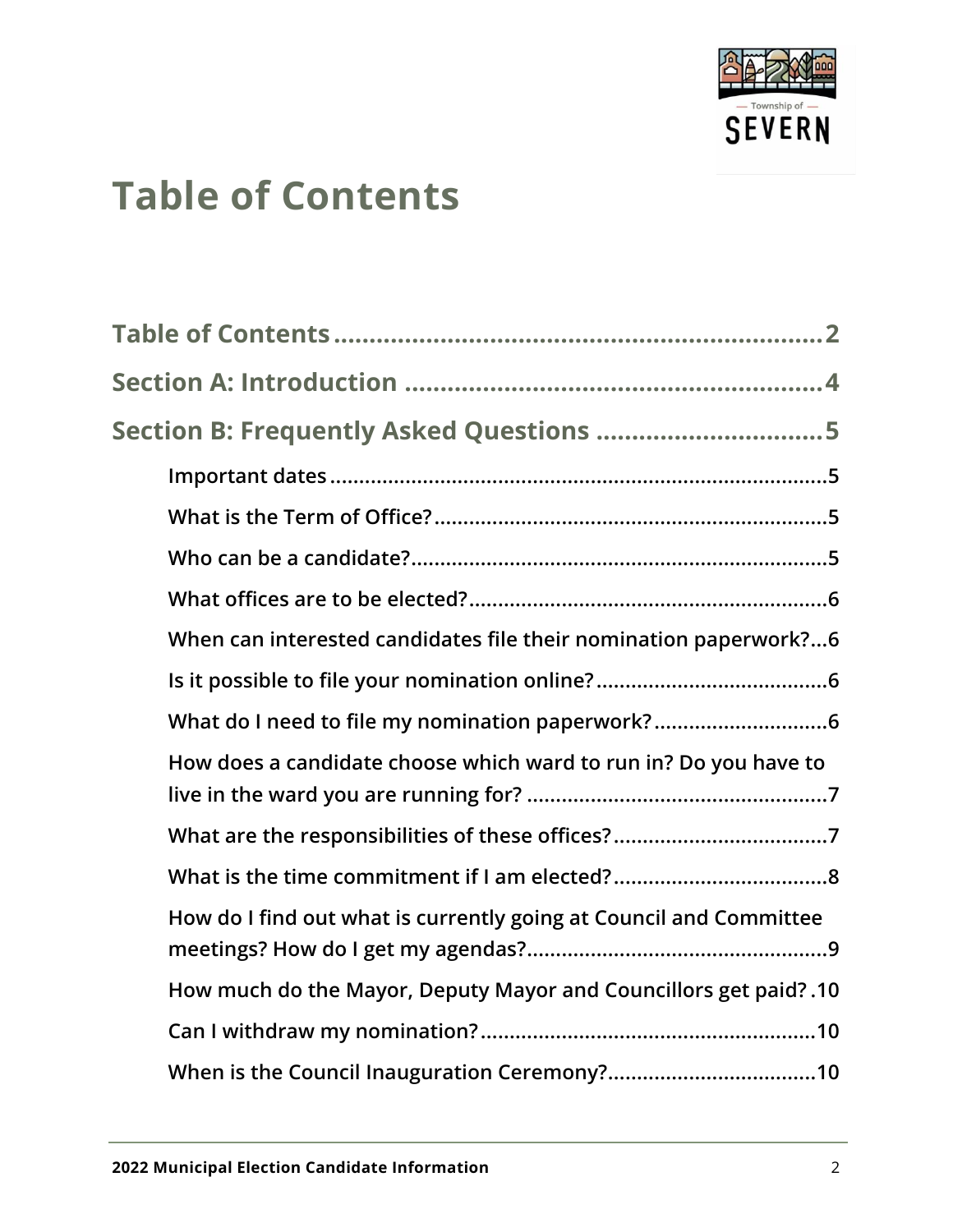# Table of Contents

**Table of Contents** .......................................................... **2**

**Section A: Introduction** .................................................. **4**

**Section B: Frequently Asked Questions** ............................ **5**

- **Important dates** ........................................................ 5
- **What is the Term of Office?** ...................................... 5
- **Who can be a candidate?** .......................................... 5
- **What offices are to be elected?** .................................. 6
- **When can interested candidates file their nomination paperwork?** ... 6
- **Is it possible to file your nomination online?** ............... 6
- **What do I need to file my nomination paperwork?** ......... 6
- **How does a candidate choose which ward to run in? Do you have to live in the ward you are running for?** ................................ 7
- **What are the responsibilities of these offices?** .............. 7
- **What is the time commitment if I am elected?** ................ 8
- **How do I find out what is currently going at Council and Committee meetings? How do I get my agendas?** ............................ 9
- **How much do the Mayor, Deputy Mayor and Councillors get paid?** . 10
- **Can I withdraw my nomination?** ................................... 10
- **When is the Council Inauguration Ceremony?** ................ 10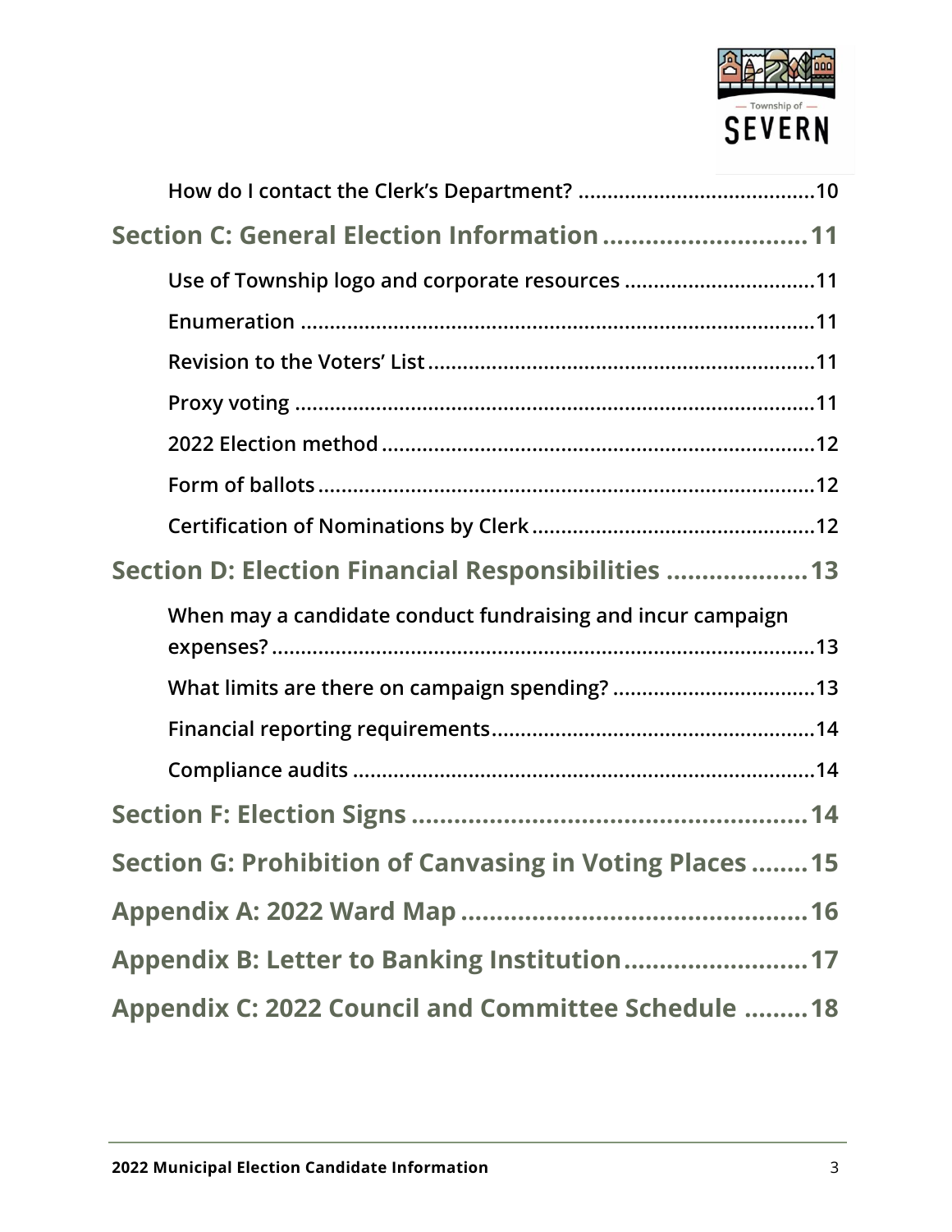How do I contact the Clerk's Department? ........................................10

**Section C: General Election Information ............................11**

Use of Township logo and corporate resources ................................11

Enumeration ........................................................................................11

Revision to the Voters' List ..................................................................11

Proxy voting .........................................................................................11

2022 Election method ..........................................................................12

Form of ballots ......................................................................................12

Certification of Nominations by Clerk ................................................12

**Section D: Election Financial Responsibilities ...................13**

When may a candidate conduct fundraising and incur campaign expenses? ..............................................................................................13

What limits are there on campaign spending? ..................................13

Financial reporting requirements.......................................................14

Compliance audits ...............................................................................14

**Section F: Election Signs .......................................................14**

**Section G: Prohibition of Canvasing in Voting Places ........15**

**Appendix A: 2022 Ward Map .................................................16**

**Appendix B: Letter to Banking Institution..........................17**

**Appendix C: 2022 Council and Committee Schedule .........18**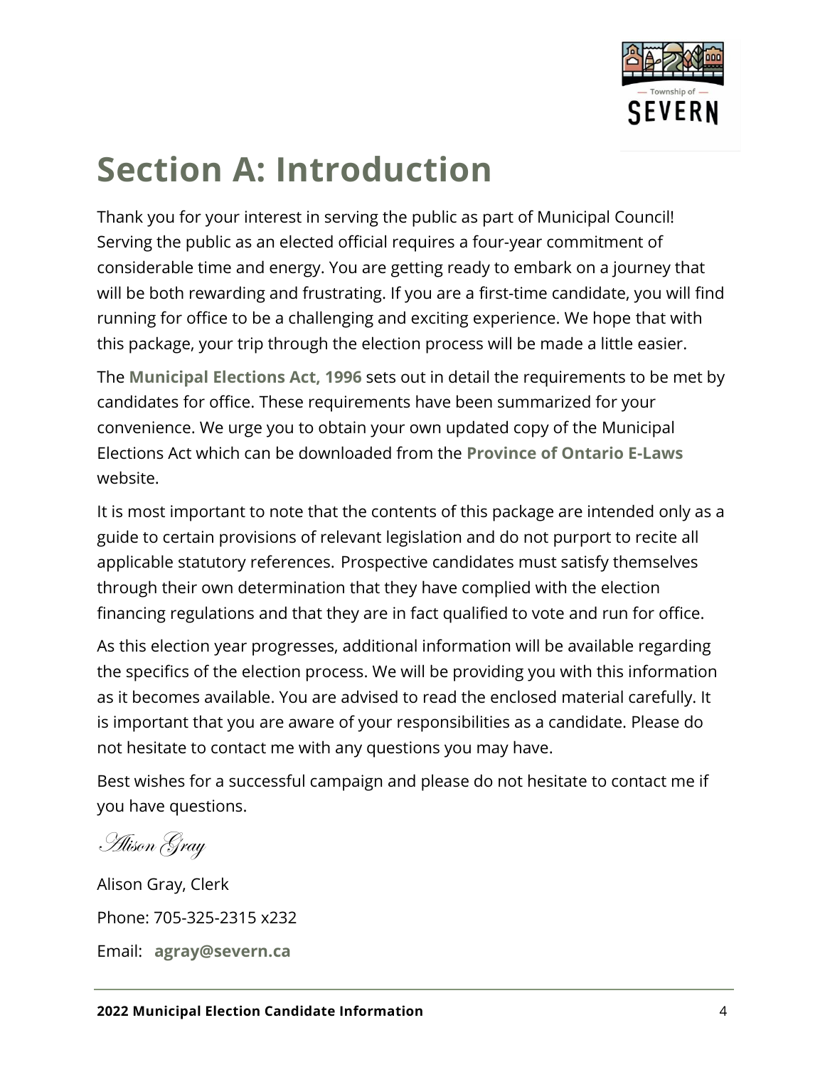# Section A: Introduction

Thank you for your interest in serving the public as part of Municipal Council! Serving the public as an elected official requires a four-year commitment of considerable time and energy. You are getting ready to embark on a journey that will be both rewarding and frustrating. If you are a first-time candidate, you will find running for office to be a challenging and exciting experience. We hope that with this package, your trip through the election process will be made a little easier.

The **Municipal Elections Act, 1996** sets out in detail the requirements to be met by candidates for office. These requirements have been summarized for your convenience. We urge you to obtain your own updated copy of the Municipal Elections Act which can be downloaded from the **Province of Ontario E-Laws** website.

It is most important to note that the contents of this package are intended only as a guide to certain provisions of relevant legislation and do not purport to recite all applicable statutory references. Prospective candidates must satisfy themselves through their own determination that they have complied with the election financing regulations and that they are in fact qualified to vote and run for office.

As this election year progresses, additional information will be available regarding the specifics of the election process. We will be providing you with this information as it becomes available. You are advised to read the enclosed material carefully. It is important that you are aware of your responsibilities as a candidate. Please do not hesitate to contact me with any questions you may have.

Best wishes for a successful campaign and please do not hesitate to contact me if you have questions.

*Alison Gray*

Alison Gray, Clerk

Phone: 705-325-2315 x232

Email: **agray@severn.ca**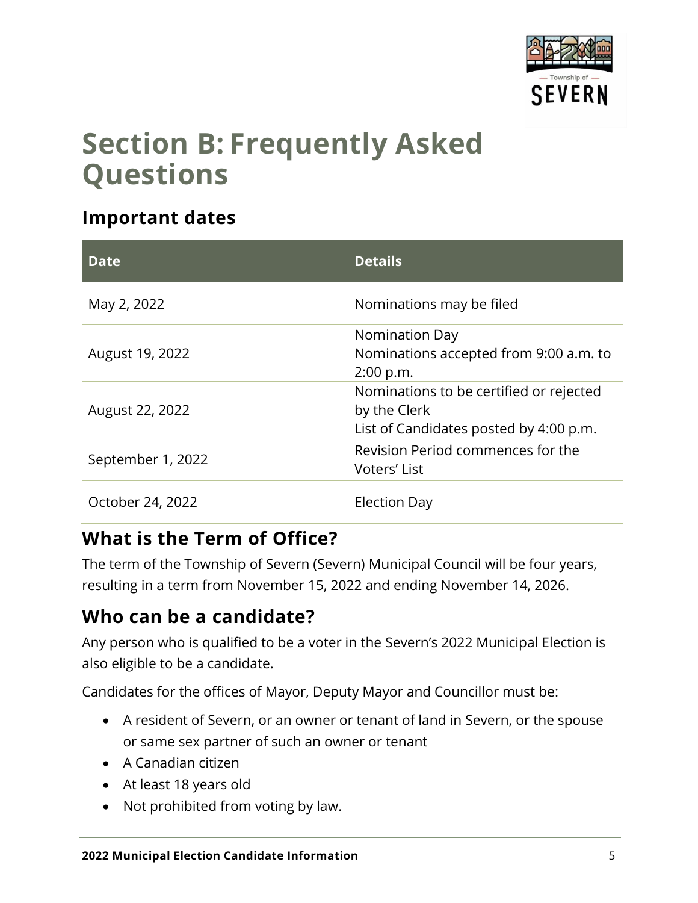# Section B: Frequently Asked Questions

## Important dates

| Date | Details |
|---|---|
| May 2, 2022 | Nominations may be filed |
| August 19, 2022 | Nomination Day<br>Nominations accepted from 9:00 a.m. to 2:00 p.m. |
| August 22, 2022 | Nominations to be certified or rejected by the Clerk<br>List of Candidates posted by 4:00 p.m. |
| September 1, 2022 | Revision Period commences for the Voters' List |
| October 24, 2022 | Election Day |

## What is the Term of Office?

The term of the Township of Severn (Severn) Municipal Council will be four years, resulting in a term from November 15, 2022 and ending November 14, 2026.

## Who can be a candidate?

Any person who is qualified to be a voter in the Severn's 2022 Municipal Election is also eligible to be a candidate.

Candidates for the offices of Mayor, Deputy Mayor and Councillor must be:

- A resident of Severn, or an owner or tenant of land in Severn, or the spouse or same sex partner of such an owner or tenant
- A Canadian citizen
- At least 18 years old
- Not prohibited from voting by law.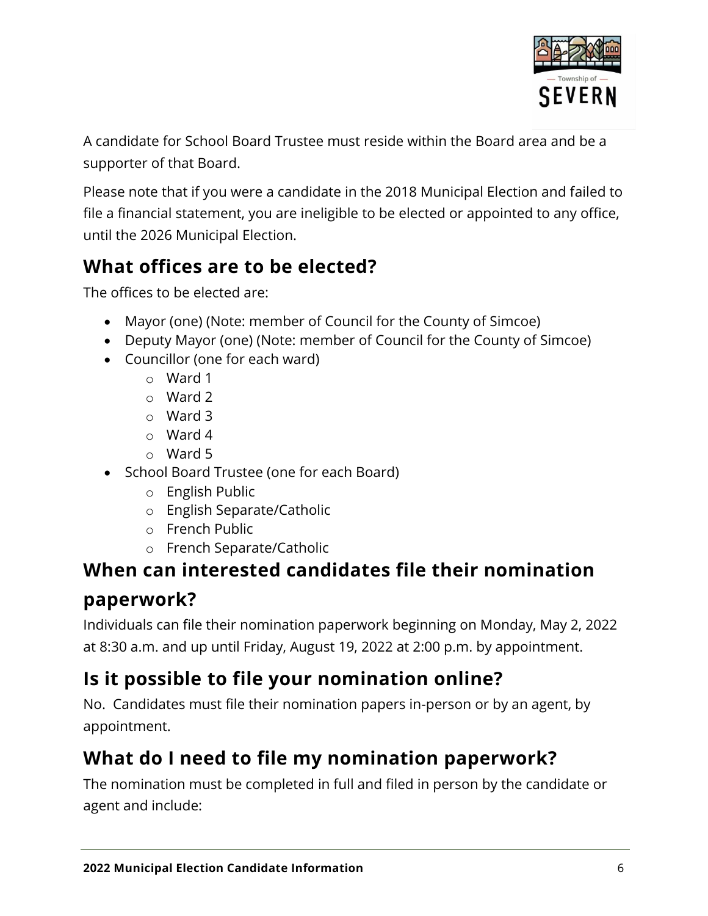A candidate for School Board Trustee must reside within the Board area and be a supporter of that Board.

Please note that if you were a candidate in the 2018 Municipal Election and failed to file a financial statement, you are ineligible to be elected or appointed to any office, until the 2026 Municipal Election.

## What offices are to be elected?

The offices to be elected are:

- Mayor (one) (Note: member of Council for the County of Simcoe)
- Deputy Mayor (one) (Note: member of Council for the County of Simcoe)
- Councillor (one for each ward)
  - Ward 1
  - Ward 2
  - Ward 3
  - Ward 4
  - Ward 5
- School Board Trustee (one for each Board)
  - English Public
  - English Separate/Catholic
  - French Public
  - French Separate/Catholic

## When can interested candidates file their nomination paperwork?

Individuals can file their nomination paperwork beginning on Monday, May 2, 2022 at 8:30 a.m. and up until Friday, August 19, 2022 at 2:00 p.m. by appointment.

## Is it possible to file your nomination online?

No. Candidates must file their nomination papers in-person or by an agent, by appointment.

## What do I need to file my nomination paperwork?

The nomination must be completed in full and filed in person by the candidate or agent and include: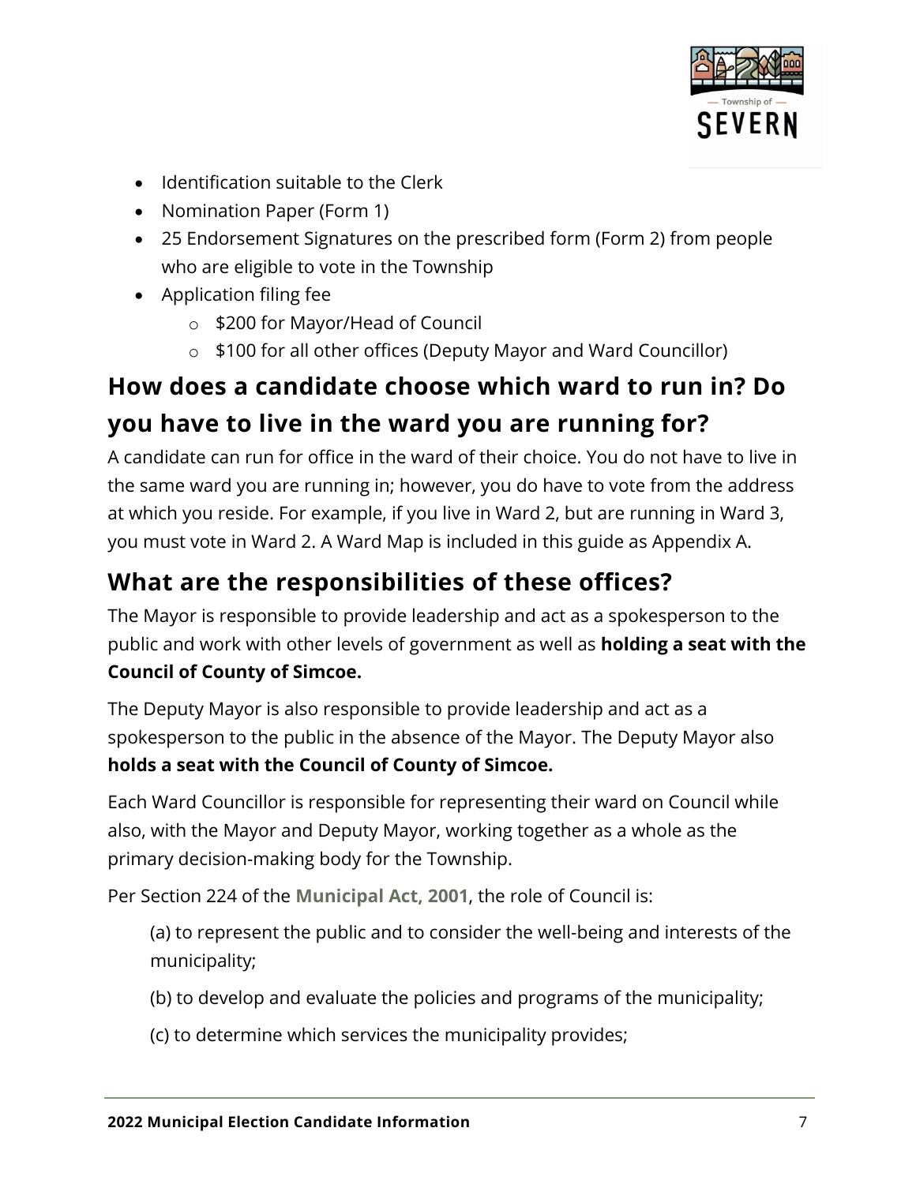- Identification suitable to the Clerk
- Nomination Paper (Form 1)
- 25 Endorsement Signatures on the prescribed form (Form 2) from people who are eligible to vote in the Township
- Application filing fee
    - $200 for Mayor/Head of Council
    - $100 for all other offices (Deputy Mayor and Ward Councillor)

## How does a candidate choose which ward to run in? Do you have to live in the ward you are running for?

A candidate can run for office in the ward of their choice. You do not have to live in the same ward you are running in; however, you do have to vote from the address at which you reside. For example, if you live in Ward 2, but are running in Ward 3, you must vote in Ward 2. A Ward Map is included in this guide as Appendix A.

## What are the responsibilities of these offices?

The Mayor is responsible to provide leadership and act as a spokesperson to the public and work with other levels of government as well as **holding a seat with the Council of County of Simcoe.**

The Deputy Mayor is also responsible to provide leadership and act as a spokesperson to the public in the absence of the Mayor. The Deputy Mayor also **holds a seat with the Council of County of Simcoe.**

Each Ward Councillor is responsible for representing their ward on Council while also, with the Mayor and Deputy Mayor, working together as a whole as the primary decision-making body for the Township.

Per Section 224 of the **Municipal Act, 2001**, the role of Council is:

> (a) to represent the public and to consider the well-being and interests of the municipality;
>
> (b) to develop and evaluate the policies and programs of the municipality;
>
> (c) to determine which services the municipality provides;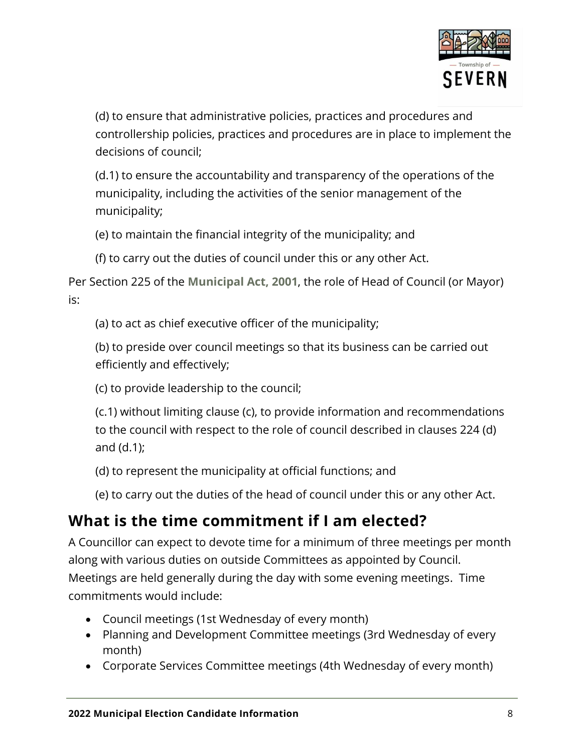(d) to ensure that administrative policies, practices and procedures and controllership policies, practices and procedures are in place to implement the decisions of council;

(d.1) to ensure the accountability and transparency of the operations of the municipality, including the activities of the senior management of the municipality;

(e) to maintain the financial integrity of the municipality; and

(f) to carry out the duties of council under this or any other Act.

Per Section 225 of the **Municipal Act, 2001**, the role of Head of Council (or Mayor) is:

(a) to act as chief executive officer of the municipality;

(b) to preside over council meetings so that its business can be carried out efficiently and effectively;

(c) to provide leadership to the council;

(c.1) without limiting clause (c), to provide information and recommendations to the council with respect to the role of council described in clauses 224 (d) and (d.1);

(d) to represent the municipality at official functions; and

(e) to carry out the duties of the head of council under this or any other Act.

## What is the time commitment if I am elected?

A Councillor can expect to devote time for a minimum of three meetings per month along with various duties on outside Committees as appointed by Council. Meetings are held generally during the day with some evening meetings. Time commitments would include:

- Council meetings (1st Wednesday of every month)
- Planning and Development Committee meetings (3rd Wednesday of every month)
- Corporate Services Committee meetings (4th Wednesday of every month)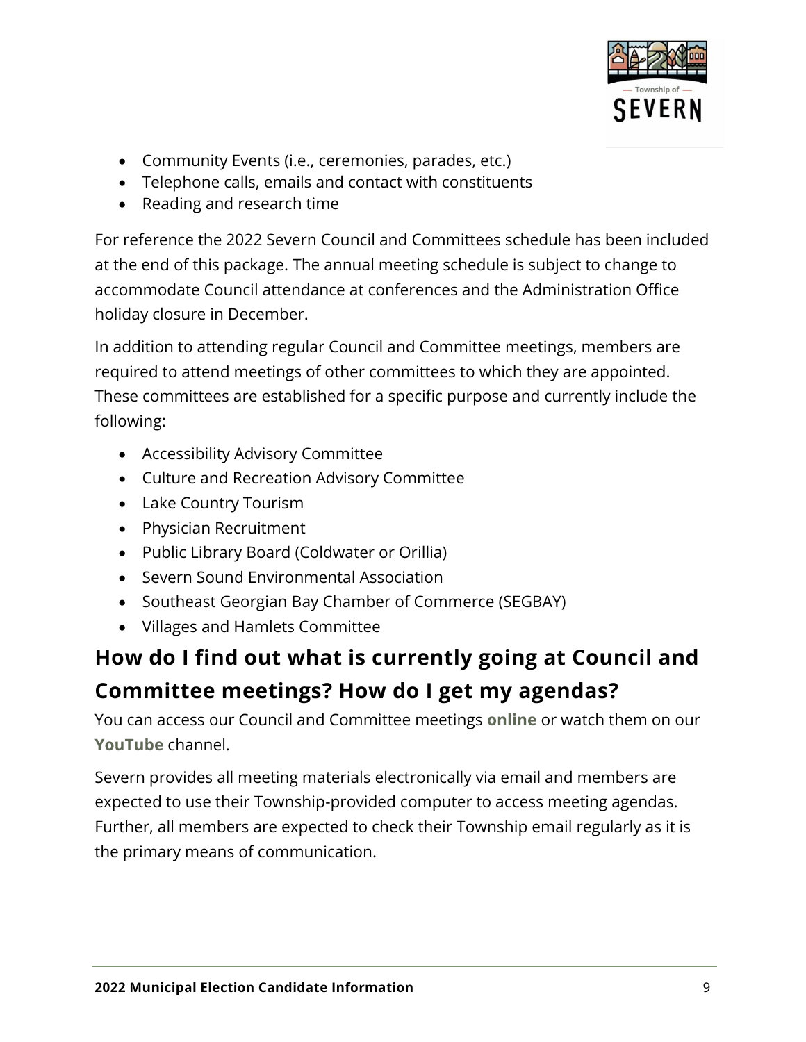- Community Events (i.e., ceremonies, parades, etc.)
- Telephone calls, emails and contact with constituents
- Reading and research time

For reference the 2022 Severn Council and Committees schedule has been included at the end of this package. The annual meeting schedule is subject to change to accommodate Council attendance at conferences and the Administration Office holiday closure in December.

In addition to attending regular Council and Committee meetings, members are required to attend meetings of other committees to which they are appointed. These committees are established for a specific purpose and currently include the following:

- Accessibility Advisory Committee
- Culture and Recreation Advisory Committee
- Lake Country Tourism
- Physician Recruitment
- Public Library Board (Coldwater or Orillia)
- Severn Sound Environmental Association
- Southeast Georgian Bay Chamber of Commerce (SEGBAY)
- Villages and Hamlets Committee

## How do I find out what is currently going at Council and Committee meetings? How do I get my agendas?

You can access our Council and Committee meetings **online** or watch them on our **YouTube** channel.

Severn provides all meeting materials electronically via email and members are expected to use their Township-provided computer to access meeting agendas. Further, all members are expected to check their Township email regularly as it is the primary means of communication.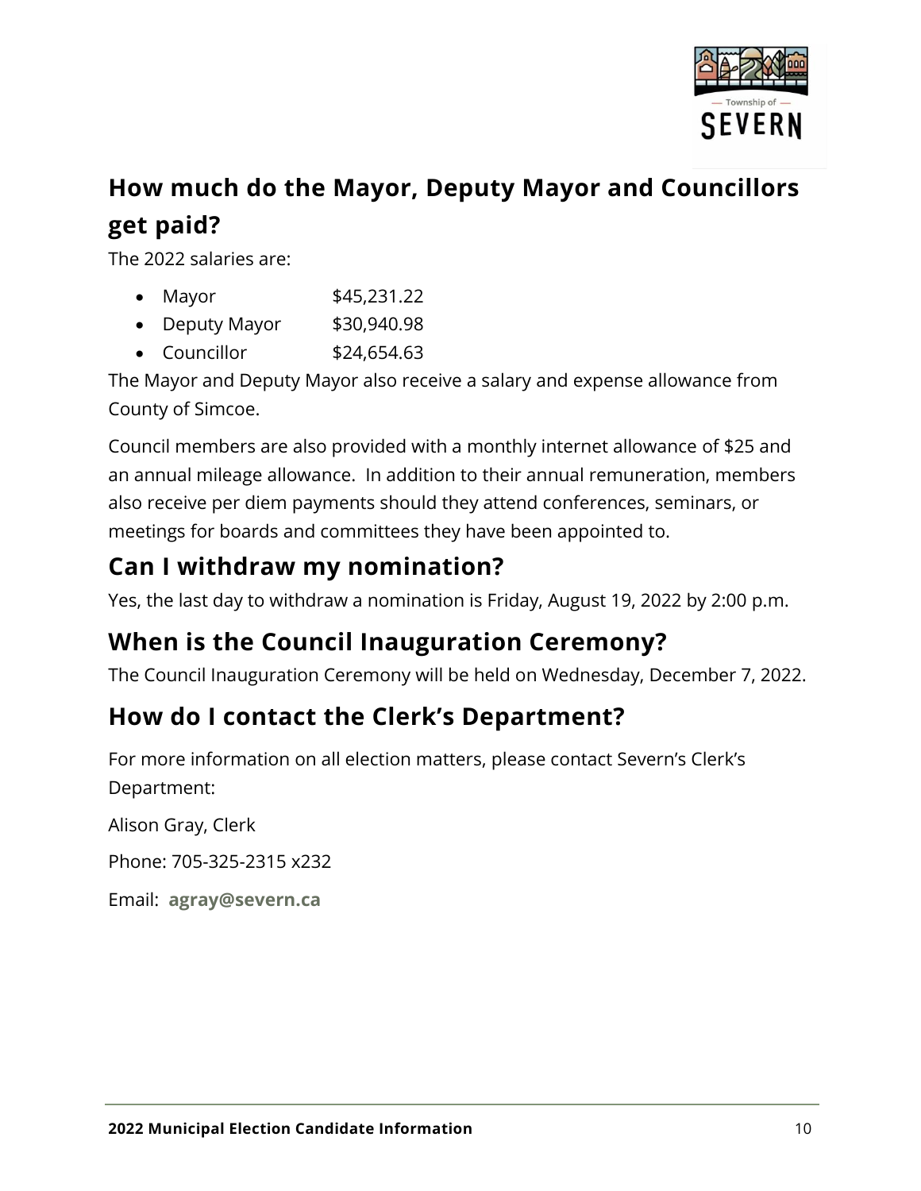## How much do the Mayor, Deputy Mayor and Councillors get paid?

The 2022 salaries are:

- Mayor $45,231.22
- Deputy Mayor $30,940.98
- Councillor $24,654.63

The Mayor and Deputy Mayor also receive a salary and expense allowance from County of Simcoe.

Council members are also provided with a monthly internet allowance of $25 and an annual mileage allowance. In addition to their annual remuneration, members also receive per diem payments should they attend conferences, seminars, or meetings for boards and committees they have been appointed to.

## Can I withdraw my nomination?

Yes, the last day to withdraw a nomination is Friday, August 19, 2022 by 2:00 p.m.

## When is the Council Inauguration Ceremony?

The Council Inauguration Ceremony will be held on Wednesday, December 7, 2022.

## How do I contact the Clerk's Department?

For more information on all election matters, please contact Severn's Clerk's Department:

Alison Gray, Clerk

Phone: 705-325-2315 x232

Email: **agray@severn.ca**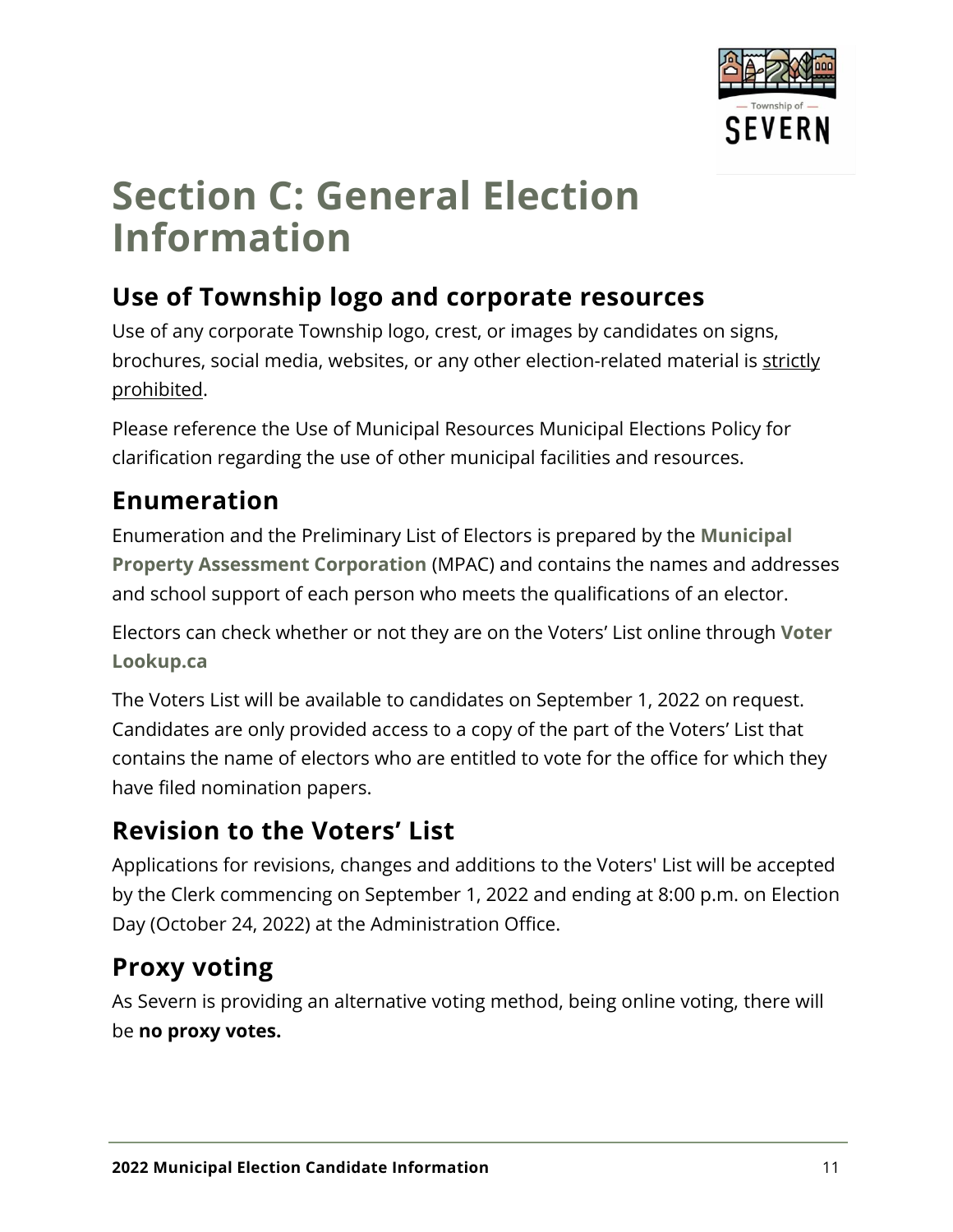# Section C: General Election Information

## Use of Township logo and corporate resources

Use of any corporate Township logo, crest, or images by candidates on signs, brochures, social media, websites, or any other election-related material is strictly prohibited.

Please reference the Use of Municipal Resources Municipal Elections Policy for clarification regarding the use of other municipal facilities and resources.

## Enumeration

Enumeration and the Preliminary List of Electors is prepared by the **Municipal Property Assessment Corporation** (MPAC) and contains the names and addresses and school support of each person who meets the qualifications of an elector.

Electors can check whether or not they are on the Voters' List online through **Voter Lookup.ca**

The Voters List will be available to candidates on September 1, 2022 on request. Candidates are only provided access to a copy of the part of the Voters' List that contains the name of electors who are entitled to vote for the office for which they have filed nomination papers.

## Revision to the Voters' List

Applications for revisions, changes and additions to the Voters' List will be accepted by the Clerk commencing on September 1, 2022 and ending at 8:00 p.m. on Election Day (October 24, 2022) at the Administration Office.

## Proxy voting

As Severn is providing an alternative voting method, being online voting, there will be **no proxy votes.**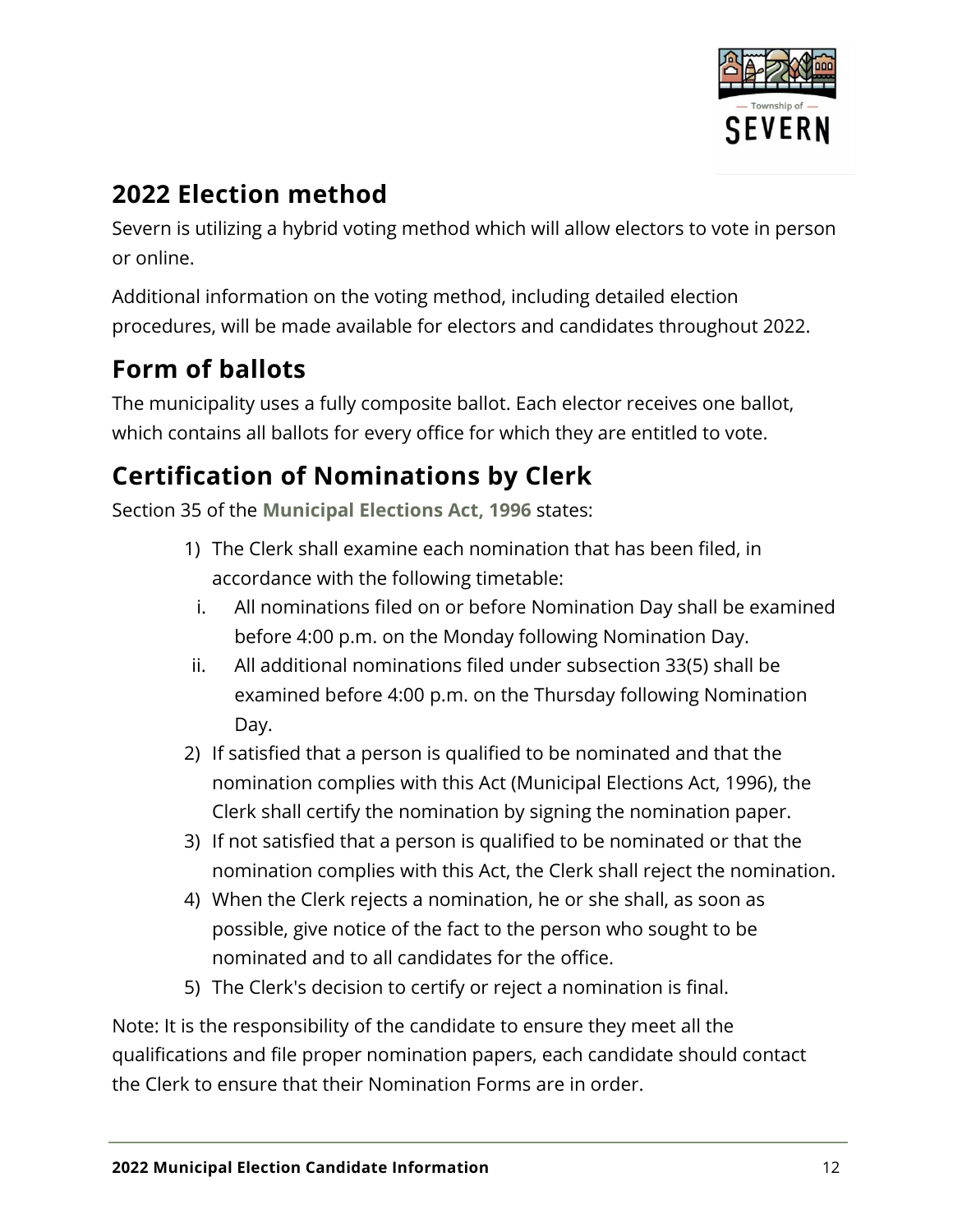## 2022 Election method

Severn is utilizing a hybrid voting method which will allow electors to vote in person or online.

Additional information on the voting method, including detailed election procedures, will be made available for electors and candidates throughout 2022.

## Form of ballots

The municipality uses a fully composite ballot. Each elector receives one ballot, which contains all ballots for every office for which they are entitled to vote.

## Certification of Nominations by Clerk

Section 35 of the **Municipal Elections Act, 1996** states:

1) The Clerk shall examine each nomination that has been filed, in accordance with the following timetable:
   i. All nominations filed on or before Nomination Day shall be examined before 4:00 p.m. on the Monday following Nomination Day.
   ii. All additional nominations filed under subsection 33(5) shall be examined before 4:00 p.m. on the Thursday following Nomination Day.
2) If satisfied that a person is qualified to be nominated and that the nomination complies with this Act (Municipal Elections Act, 1996), the Clerk shall certify the nomination by signing the nomination paper.
3) If not satisfied that a person is qualified to be nominated or that the nomination complies with this Act, the Clerk shall reject the nomination.
4) When the Clerk rejects a nomination, he or she shall, as soon as possible, give notice of the fact to the person who sought to be nominated and to all candidates for the office.
5) The Clerk's decision to certify or reject a nomination is final.

Note: It is the responsibility of the candidate to ensure they meet all the qualifications and file proper nomination papers, each candidate should contact the Clerk to ensure that their Nomination Forms are in order.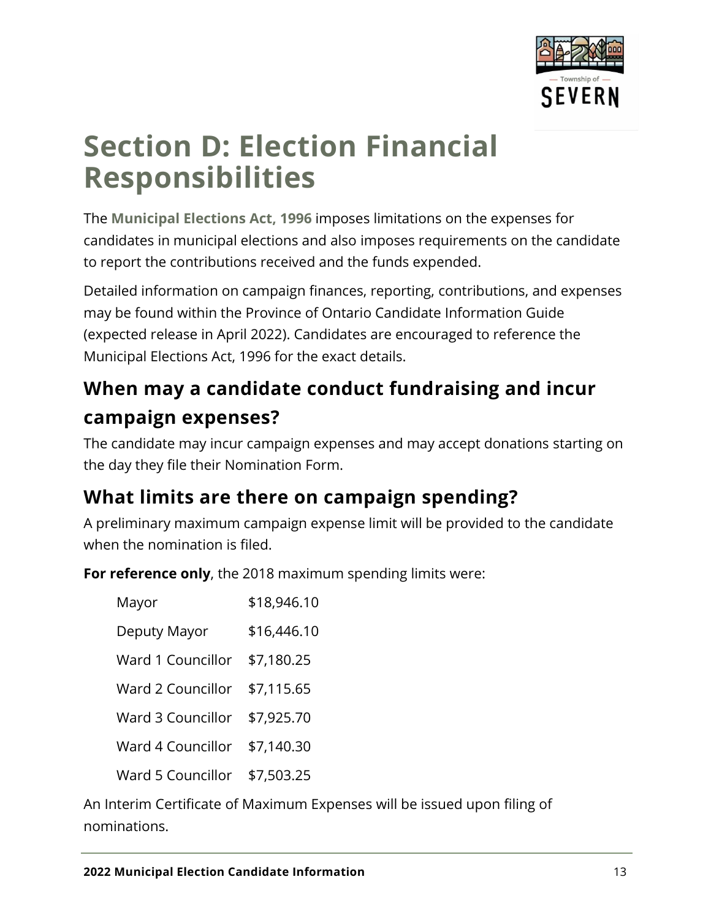# Section D: Election Financial Responsibilities

The **Municipal Elections Act, 1996** imposes limitations on the expenses for candidates in municipal elections and also imposes requirements on the candidate to report the contributions received and the funds expended.

Detailed information on campaign finances, reporting, contributions, and expenses may be found within the Province of Ontario Candidate Information Guide (expected release in April 2022). Candidates are encouraged to reference the Municipal Elections Act, 1996 for the exact details.

## When may a candidate conduct fundraising and incur campaign expenses?

The candidate may incur campaign expenses and may accept donations starting on the day they file their Nomination Form.

## What limits are there on campaign spending?

A preliminary maximum campaign expense limit will be provided to the candidate when the nomination is filed.

**For reference only**, the 2018 maximum spending limits were:

| | |
|---|---|
| Mayor | $18,946.10 |
| Deputy Mayor | $16,446.10 |
| Ward 1 Councillor | $7,180.25 |
| Ward 2 Councillor | $7,115.65 |
| Ward 3 Councillor | $7,925.70 |
| Ward 4 Councillor | $7,140.30 |
| Ward 5 Councillor | $7,503.25 |

An Interim Certificate of Maximum Expenses will be issued upon filing of nominations.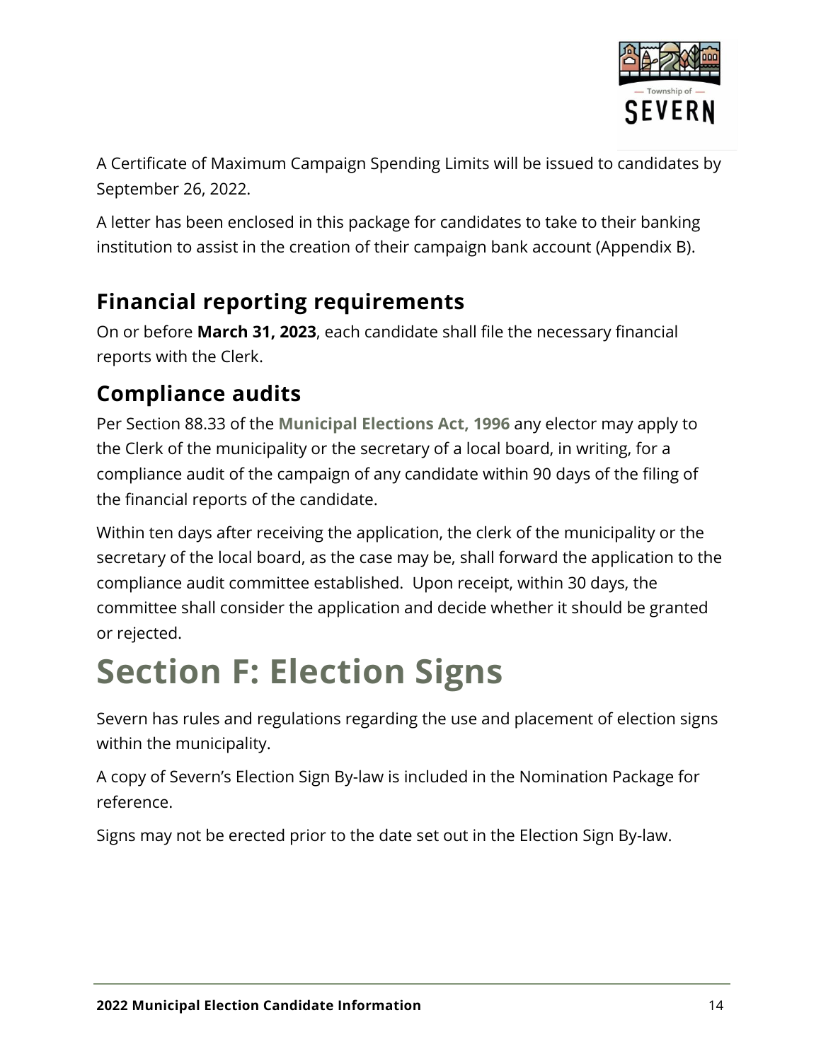A Certificate of Maximum Campaign Spending Limits will be issued to candidates by September 26, 2022.

A letter has been enclosed in this package for candidates to take to their banking institution to assist in the creation of their campaign bank account (Appendix B).

## Financial reporting requirements

On or before **March 31, 2023**, each candidate shall file the necessary financial reports with the Clerk.

## Compliance audits

Per Section 88.33 of the **Municipal Elections Act, 1996** any elector may apply to the Clerk of the municipality or the secretary of a local board, in writing, for a compliance audit of the campaign of any candidate within 90 days of the filing of the financial reports of the candidate.

Within ten days after receiving the application, the clerk of the municipality or the secretary of the local board, as the case may be, shall forward the application to the compliance audit committee established. Upon receipt, within 30 days, the committee shall consider the application and decide whether it should be granted or rejected.

# Section F: Election Signs

Severn has rules and regulations regarding the use and placement of election signs within the municipality.

A copy of Severn's Election Sign By-law is included in the Nomination Package for reference.

Signs may not be erected prior to the date set out in the Election Sign By-law.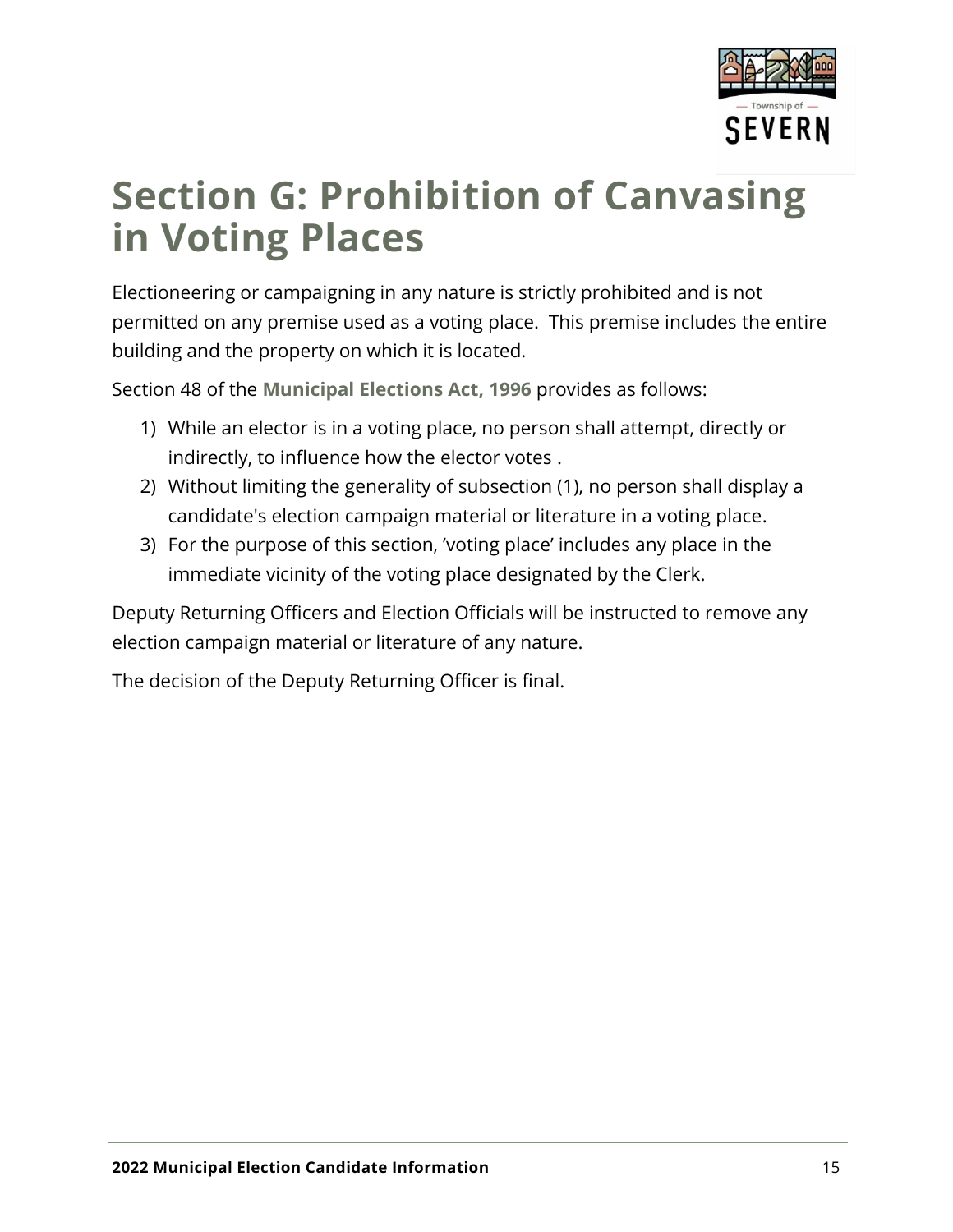# Section G: Prohibition of Canvasing in Voting Places

Electioneering or campaigning in any nature is strictly prohibited and is not permitted on any premise used as a voting place. This premise includes the entire building and the property on which it is located.

Section 48 of the **Municipal Elections Act, 1996** provides as follows:

1) While an elector is in a voting place, no person shall attempt, directly or indirectly, to influence how the elector votes .
2) Without limiting the generality of subsection (1), no person shall display a candidate's election campaign material or literature in a voting place.
3) For the purpose of this section, 'voting place' includes any place in the immediate vicinity of the voting place designated by the Clerk.

Deputy Returning Officers and Election Officials will be instructed to remove any election campaign material or literature of any nature.

The decision of the Deputy Returning Officer is final.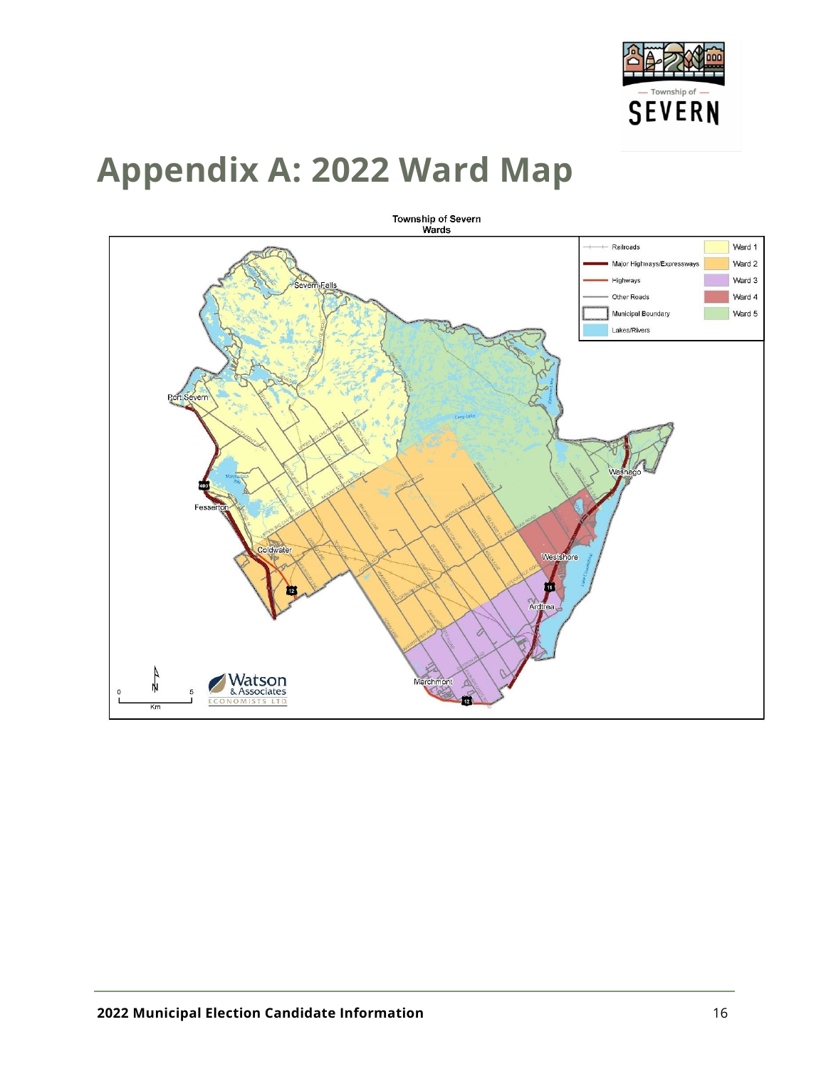# Appendix A: 2022 Ward Map

Township of Severn
Wards

| Legend | | | |
|---|---|---|---|
| Railroads | | Ward 1 | |
| Major Highways/Expressways | | Ward 2 | |
| Highways | | Ward 3 | |
| Other Roads | | Ward 4 | |
| Municipal Boundary | | Ward 5 | |
| Lakes/Rivers | | | |

Severn Falls, Port Severn, Fesserton, Coldwater, Washago, Westshore, Ardtrea, Marchmont

0 5 Km

Watson & Associates Economists Ltd.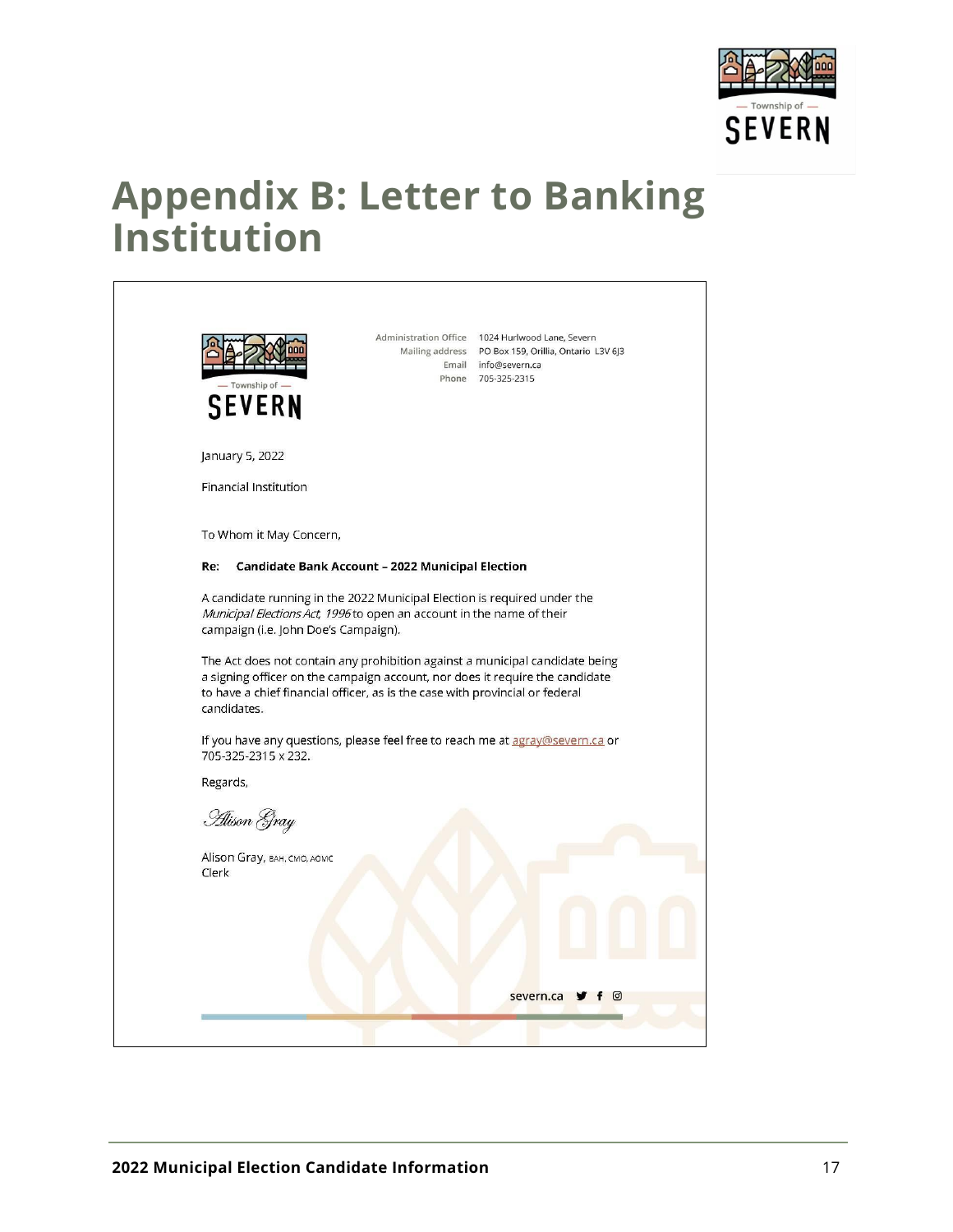# Appendix B: Letter to Banking Institution

Administration Office 1024 Hurlwood Lane, Severn
Mailing address PO Box 159, Orillia, Ontario L3V 6J3
Email info@severn.ca
Phone 705-325-2315

January 5, 2022

Financial Institution

To Whom it May Concern,

**Re: Candidate Bank Account – 2022 Municipal Election**

A candidate running in the 2022 Municipal Election is required under the *Municipal Elections Act, 1996* to open an account in the name of their campaign (i.e. John Doe's Campaign).

The Act does not contain any prohibition against a municipal candidate being a signing officer on the campaign account, nor does it require the candidate to have a chief financial officer, as is the case with provincial or federal candidates.

If you have any questions, please feel free to reach me at agray@severn.ca or 705-325-2315 x 232.

Regards,

*Alison Gray*

Alison Gray, BAH, CMO, AOMC
Clerk

severn.ca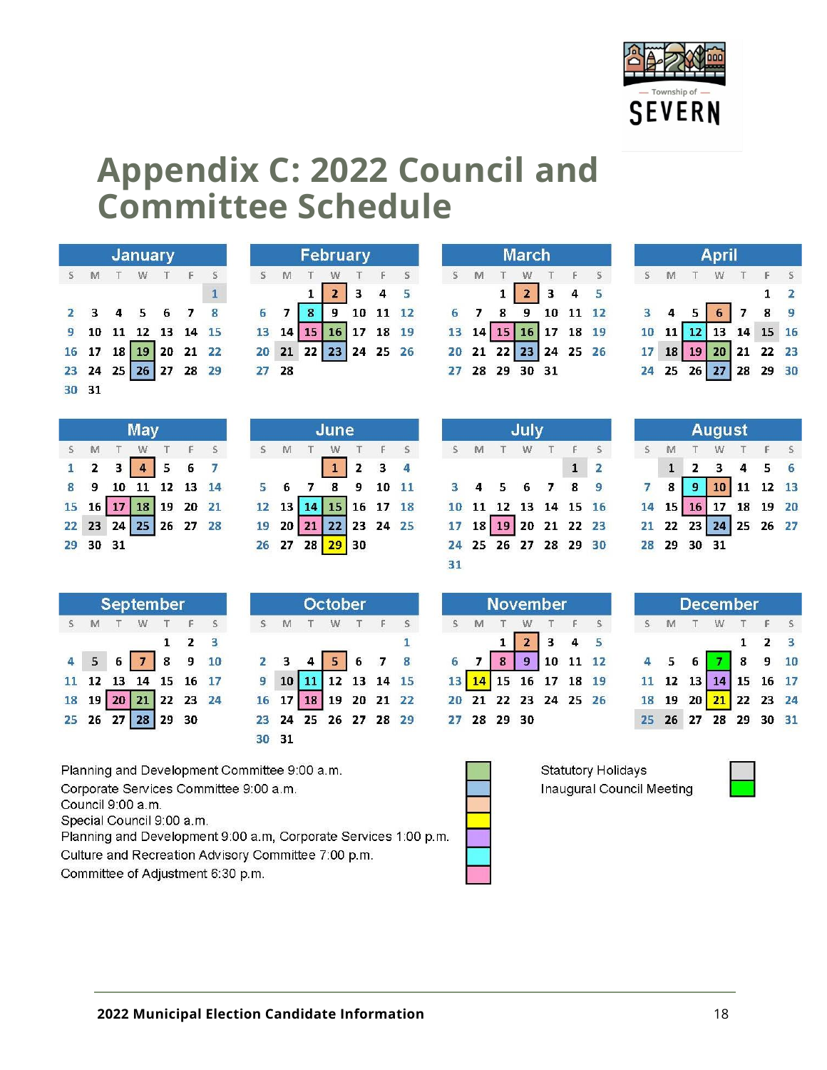# Appendix C: 2022 Council and Committee Schedule

**January**

| S | M | T | W | T | F | S |
|---|---|---|---|---|---|---|
| | | | | | | 1 |
| 2 | 3 | 4 | 5 | 6 | 7 | 8 |
| 9 | 10 | 11 | 12 | 13 | 14 | 15 |
| 16 | 17 | 18 | 19 | 20 | 21 | 22 |
| 23 | 24 | 25 | 26 | 27 | 28 | 29 |
| 30 | 31 | | | | | |

**February**

| S | M | T | W | T | F | S |
|---|---|---|---|---|---|---|
| | | 1 | 2 | 3 | 4 | 5 |
| 6 | 7 | 8 | 9 | 10 | 11 | 12 |
| 13 | 14 | 15 | 16 | 17 | 18 | 19 |
| 20 | 21 | 22 | 23 | 24 | 25 | 26 |
| 27 | 28 | | | | | |

**March**

| S | M | T | W | T | F | S |
|---|---|---|---|---|---|---|
| | | 1 | 2 | 3 | 4 | 5 |
| 6 | 7 | 8 | 9 | 10 | 11 | 12 |
| 13 | 14 | 15 | 16 | 17 | 18 | 19 |
| 20 | 21 | 22 | 23 | 24 | 25 | 26 |
| 27 | 28 | 29 | 30 | 31 | | |

**April**

| S | M | T | W | T | F | S |
|---|---|---|---|---|---|---|
| | | | | | 1 | 2 |
| 3 | 4 | 5 | 6 | 7 | 8 | 9 |
| 10 | 11 | 12 | 13 | 14 | 15 | 16 |
| 17 | 18 | 19 | 20 | 21 | 22 | 23 |
| 24 | 25 | 26 | 27 | 28 | 29 | 30 |

**May**

| S | M | T | W | T | F | S |
|---|---|---|---|---|---|---|
| 1 | 2 | 3 | 4 | 5 | 6 | 7 |
| 8 | 9 | 10 | 11 | 12 | 13 | 14 |
| 15 | 16 | 17 | 18 | 19 | 20 | 21 |
| 22 | 23 | 24 | 25 | 26 | 27 | 28 |
| 29 | 30 | 31 | | | | |

**June**

| S | M | T | W | T | F | S |
|---|---|---|---|---|---|---|
| | | | 1 | 2 | 3 | 4 |
| 5 | 6 | 7 | 8 | 9 | 10 | 11 |
| 12 | 13 | 14 | 15 | 16 | 17 | 18 |
| 19 | 20 | 21 | 22 | 23 | 24 | 25 |
| 26 | 27 | 28 | 29 | 30 | | |

**July**

| S | M | T | W | T | F | S |
|---|---|---|---|---|---|---|
| | | | | | 1 | 2 |
| 3 | 4 | 5 | 6 | 7 | 8 | 9 |
| 10 | 11 | 12 | 13 | 14 | 15 | 16 |
| 17 | 18 | 19 | 20 | 21 | 22 | 23 |
| 24 | 25 | 26 | 27 | 28 | 29 | 30 |
| 31 | | | | | | |

**August**

| S | M | T | W | T | F | S |
|---|---|---|---|---|---|---|
| | 1 | 2 | 3 | 4 | 5 | 6 |
| 7 | 8 | 9 | 10 | 11 | 12 | 13 |
| 14 | 15 | 16 | 17 | 18 | 19 | 20 |
| 21 | 22 | 23 | 24 | 25 | 26 | 27 |
| 28 | 29 | 30 | 31 | | | |

**September**

| S | M | T | W | T | F | S |
|---|---|---|---|---|---|---|
| | | | | 1 | 2 | 3 |
| 4 | 5 | 6 | 7 | 8 | 9 | 10 |
| 11 | 12 | 13 | 14 | 15 | 16 | 17 |
| 18 | 19 | 20 | 21 | 22 | 23 | 24 |
| 25 | 26 | 27 | 28 | 29 | 30 | |

**October**

| S | M | T | W | T | F | S |
|---|---|---|---|---|---|---|
| | | | | | | 1 |
| 2 | 3 | 4 | 5 | 6 | 7 | 8 |
| 9 | 10 | 11 | 12 | 13 | 14 | 15 |
| 16 | 17 | 18 | 19 | 20 | 21 | 22 |
| 23 | 24 | 25 | 26 | 27 | 28 | 29 |
| 30 | 31 | | | | | |

**November**

| S | M | T | W | T | F | S |
|---|---|---|---|---|---|---|
| | | 1 | 2 | 3 | 4 | 5 |
| 6 | 7 | 8 | 9 | 10 | 11 | 12 |
| 13 | 14 | 15 | 16 | 17 | 18 | 19 |
| 20 | 21 | 22 | 23 | 24 | 25 | 26 |
| 27 | 28 | 29 | 30 | | | |

**December**

| S | M | T | W | T | F | S |
|---|---|---|---|---|---|---|
| | | | | 1 | 2 | 3 |
| 4 | 5 | 6 | 7 | 8 | 9 | 10 |
| 11 | 12 | 13 | 14 | 15 | 16 | 17 |
| 18 | 19 | 20 | 21 | 22 | 23 | 24 |
| 25 | 26 | 27 | 28 | 29 | 30 | 31 |

Planning and Development Committee 9:00 a.m.
Corporate Services Committee 9:00 a.m.
Council 9:00 a.m.
Special Council 9:00 a.m.
Planning and Development 9:00 a.m, Corporate Services 1:00 p.m.
Culture and Recreation Advisory Committee 7:00 p.m.
Committee of Adjustment 6:30 p.m.

Statutory Holidays
Inaugural Council Meeting